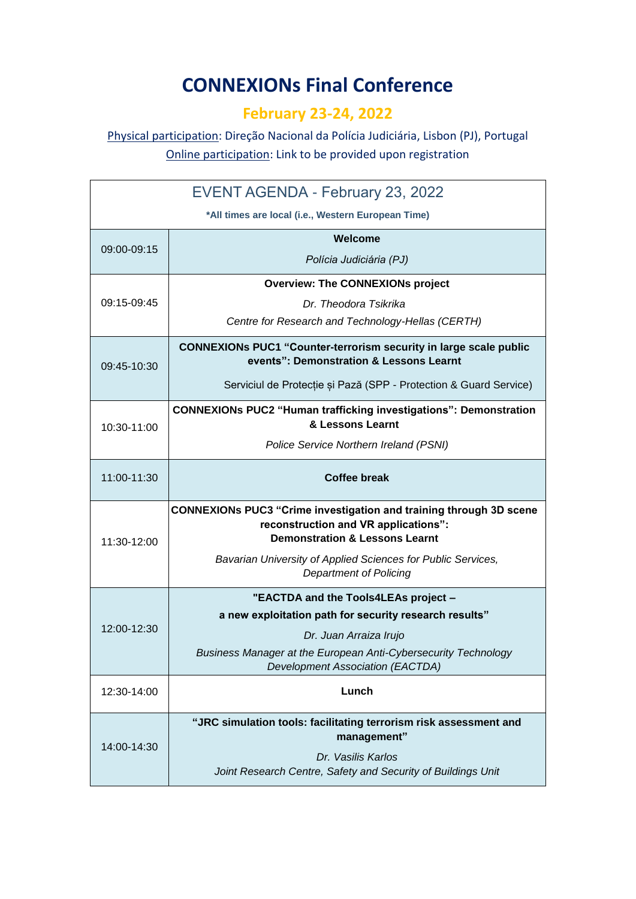# CONNEXIONs Final Conference

## February 23-24, 2022

Physical participation: Direção Nacional da Polícia Judiciária, Lisbon (PJ), Portugal

Online participation: Link to be provided upon registration

| EVENT AGENDA - February 23, 2022<br>**\*All times are local (i.e., Western European Time)** | |
|---|---|
| 09:00-09:15 | **Welcome**<br>*Polícia Judiciária (PJ)* |
| 09:15-09:45 | **Overview: The CONNEXIONs project**<br>*Dr. Theodora Tsikrika*<br>*Centre for Research and Technology-Hellas (CERTH)* |
| 09:45-10:30 | **CONNEXIONs PUC1 "Counter-terrorism security in large scale public events": Demonstration & Lessons Learnt**<br>Serviciul de Protecție și Pază (SPP - Protection & Guard Service) |
| 10:30-11:00 | **CONNEXIONs PUC2 "Human trafficking investigations": Demonstration & Lessons Learnt**<br>*Police Service Northern Ireland (PSNI)* |
| 11:00-11:30 | **Coffee break** |
| 11:30-12:00 | **CONNEXIONs PUC3 "Crime investigation and training through 3D scene reconstruction and VR applications": Demonstration & Lessons Learnt**<br>*Bavarian University of Applied Sciences for Public Services, Department of Policing* |
| 12:00-12:30 | **"EACTDA and the Tools4LEAs project – a new exploitation path for security research results"**<br>*Dr. Juan Arraiza Irujo*<br>*Business Manager at the European Anti-Cybersecurity Technology Development Association (EACTDA)* |
| 12:30-14:00 | **Lunch** |
| 14:00-14:30 | **"JRC simulation tools: facilitating terrorism risk assessment and management"**<br>*Dr. Vasilis Karlos*<br>*Joint Research Centre, Safety and Security of Buildings Unit* |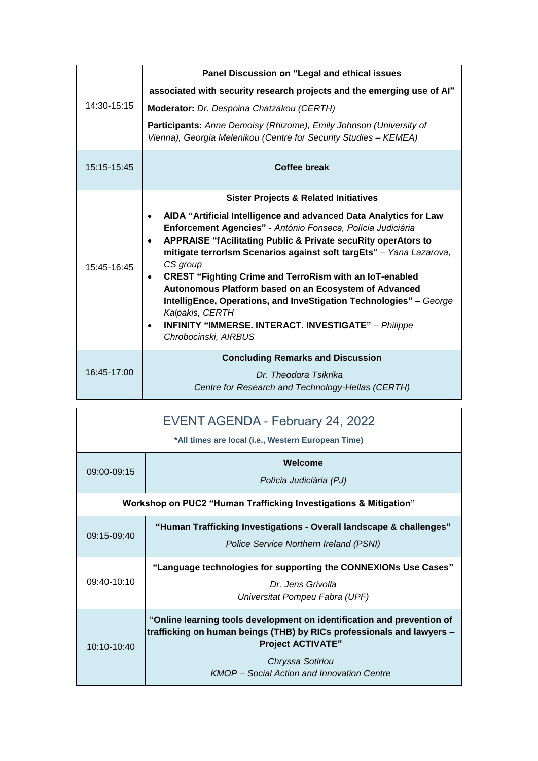| | |
|---|---|
| 14:30-15:15 | **Panel Discussion on "Legal and ethical issues associated with security research projects and the emerging use of AI"**<br>**Moderator:** *Dr. Despoina Chatzakou (CERTH)*<br>**Participants:** *Anne Demoisy (Rhizome), Emily Johnson (University of Vienna), Georgia Melenikou (Centre for Security Studies – KEMEA)* |
| 15:15-15:45 | **Coffee break** |
| 15:45-16:45 | **Sister Projects & Related Initiatives**<br>• **AIDA "Artificial Intelligence and advanced Data Analytics for Law Enforcement Agencies"** - *António Fonseca, Polícia Judiciária*<br>• **APPRAISE "fAcilitating Public & Private secuRity operAtors to mitigate terrorIsm Scenarios against soft targEts"** – *Yana Lazarova, CS group*<br>• **CREST "Fighting Crime and TerroRism with an IoT-enabled Autonomous Platform based on an Ecosystem of Advanced IntelligEnce, Operations, and InveStigation Technologies"** – *George Kalpakis, CERTH*<br>• **INFINITY "IMMERSE. INTERACT. INVESTIGATE"** – *Philippe Chrobocinski, AIRBUS* |
| 16:45-17:00 | **Concluding Remarks and Discussion**<br>*Dr. Theodora Tsikrika*<br>*Centre for Research and Technology-Hellas (CERTH)* |

## EVENT AGENDA - February 24, 2022

**\*All times are local (i.e., Western European Time)**

| | |
|---|---|
| 09:00-09:15 | **Welcome**<br>*Polícia Judiciária (PJ)* |
| **Workshop on PUC2 "Human Trafficking Investigations & Mitigation"** | |
| 09:15-09:40 | **"Human Trafficking Investigations - Overall landscape & challenges"**<br>*Police Service Northern Ireland (PSNI)* |
| 09:40-10:10 | **"Language technologies for supporting the CONNEXIONs Use Cases"**<br>*Dr. Jens Grivolla*<br>*Universitat Pompeu Fabra (UPF)* |
| 10:10-10:40 | **"Online learning tools development on identification and prevention of trafficking on human beings (THB) by RICs professionals and lawyers – Project ACTIVATE"**<br>*Chryssa Sotiriou*<br>*KMOP – Social Action and Innovation Centre* |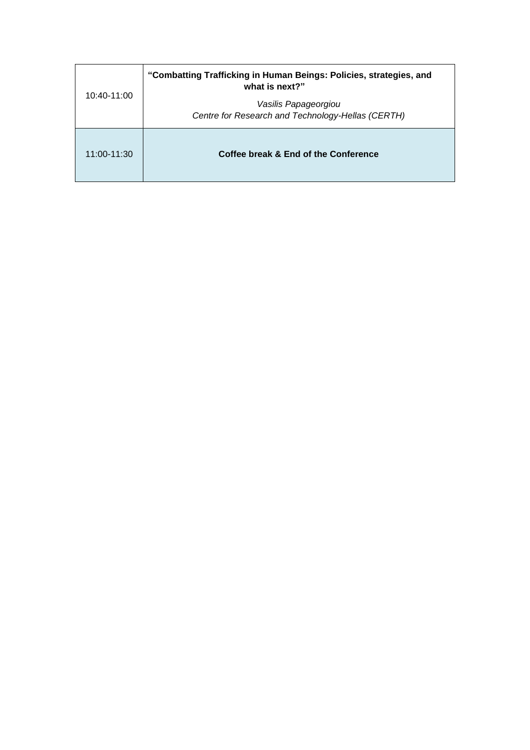| | |
|---|---|
| 10:40-11:00 | **"Combatting Trafficking in Human Beings: Policies, strategies, and what is next?"** *Vasilis Papageorgiou* *Centre for Research and Technology-Hellas (CERTH)* |
| 11:00-11:30 | **Coffee break & End of the Conference** |